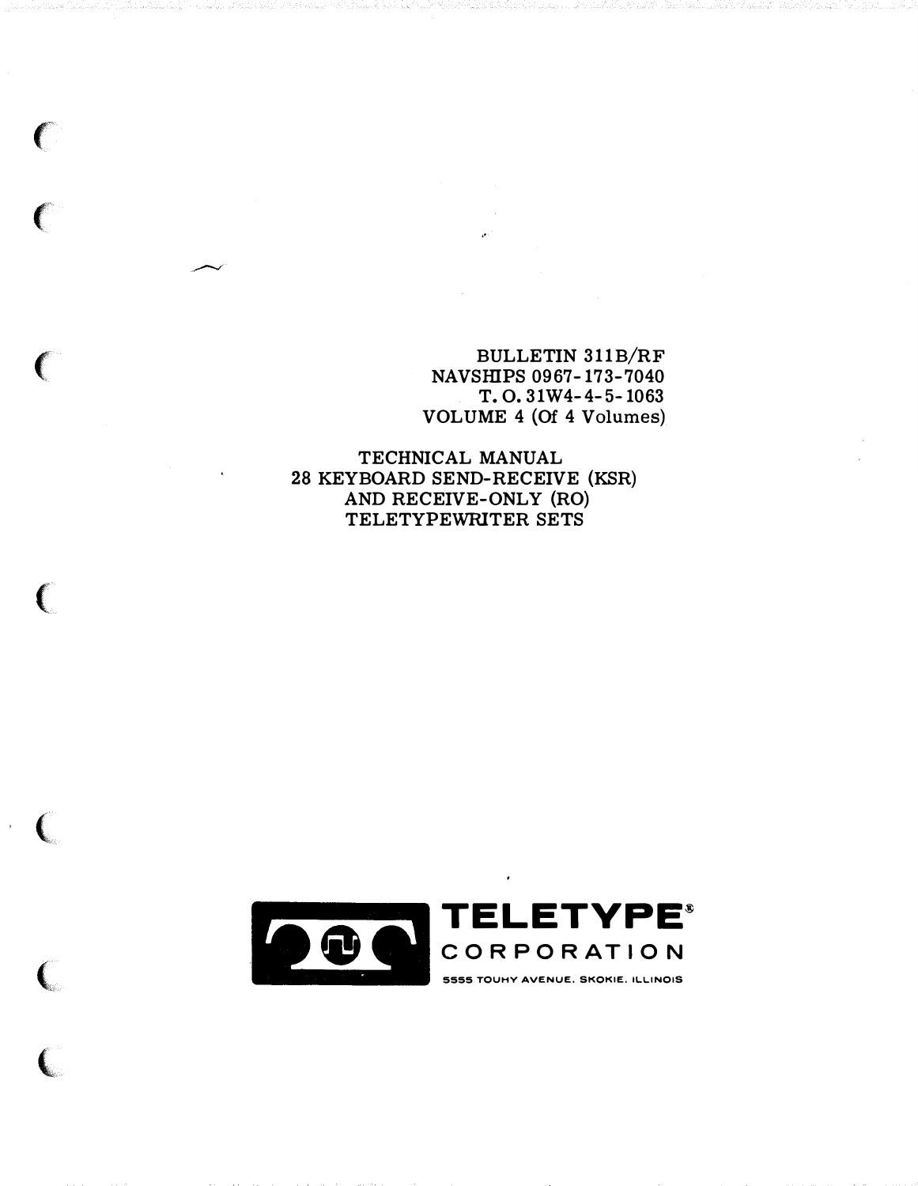BULLETIN 311B/RF
NAVSHIPS 0967-173-7040
T. O. 31W4-4-5-1063
VOLUME 4 (Of 4 Volumes)

# TECHNICAL MANUAL
# 28 KEYBOARD SEND-RECEIVE (KSR) AND RECEIVE-ONLY (RO) TELETYPEWRITER SETS

**TELETYPE®**
**CORPORATION**
5555 TOUHY AVENUE. SKOKIE. ILLINOIS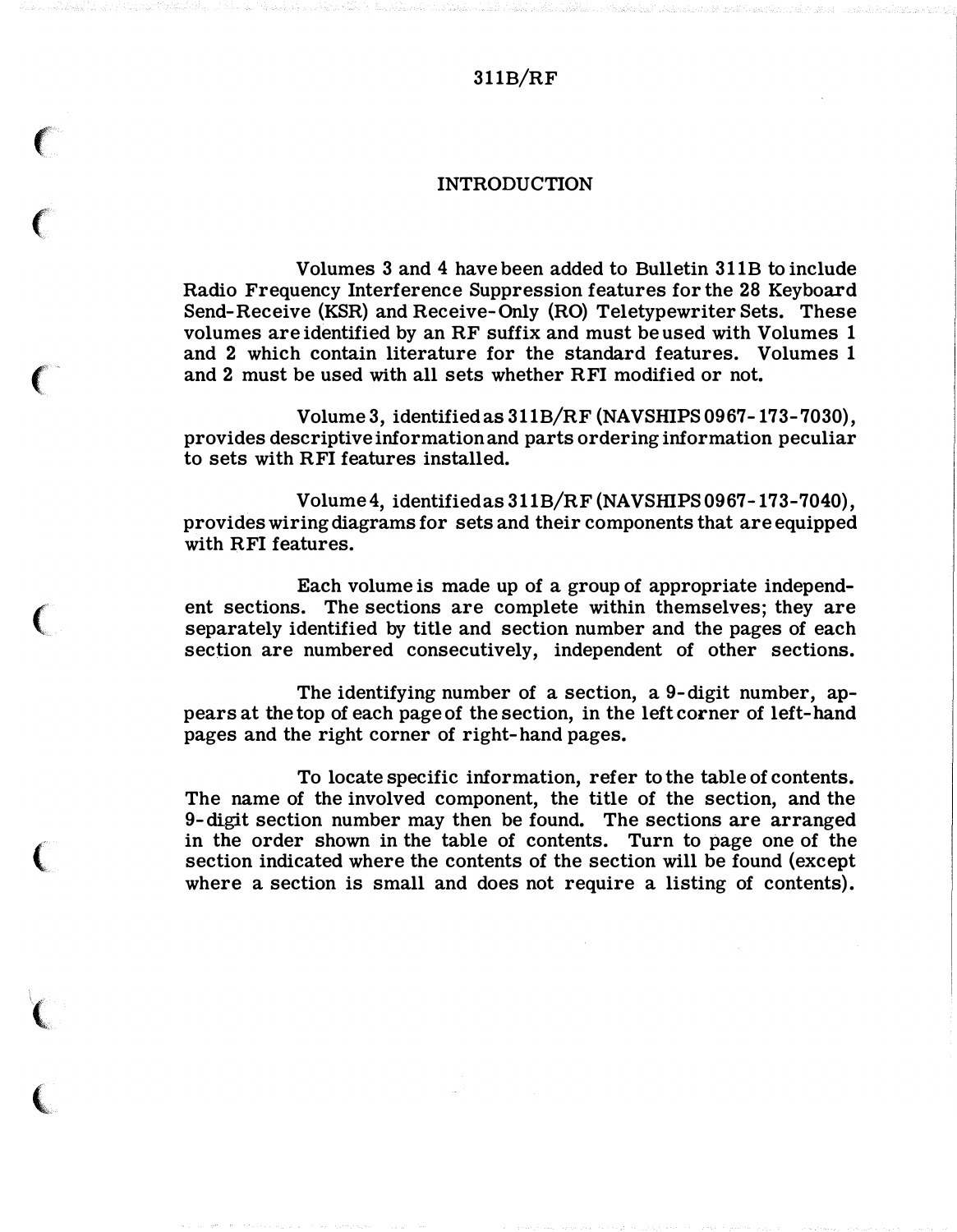# INTRODUCTION

Volumes 3 and 4 have been added to Bulletin 311B to include Radio Frequency Interference Suppression features for the 28 Keyboard Send-Receive (KSR) and Receive-Only (RO) Teletypewriter Sets. These volumes are identified by an RF suffix and must be used with Volumes 1 and 2 which contain literature for the standard features. Volumes 1 and 2 must be used with all sets whether RFI modified or not.

Volume 3, identified as 311B/RF (NAVSHIPS 0967-173-7030), provides descriptive information and parts ordering information peculiar to sets with RFI features installed.

Volume 4, identified as 311B/RF (NAVSHIPS 0967-173-7040), provides wiring diagrams for sets and their components that are equipped with RFI features.

Each volume is made up of a group of appropriate independent sections. The sections are complete within themselves; they are separately identified by title and section number and the pages of each section are numbered consecutively, independent of other sections.

The identifying number of a section, a 9-digit number, appears at the top of each page of the section, in the left corner of left-hand pages and the right corner of right-hand pages.

To locate specific information, refer to the table of contents. The name of the involved component, the title of the section, and the 9-digit section number may then be found. The sections are arranged in the order shown in the table of contents. Turn to page one of the section indicated where the contents of the section will be found (except where a section is small and does not require a listing of contents).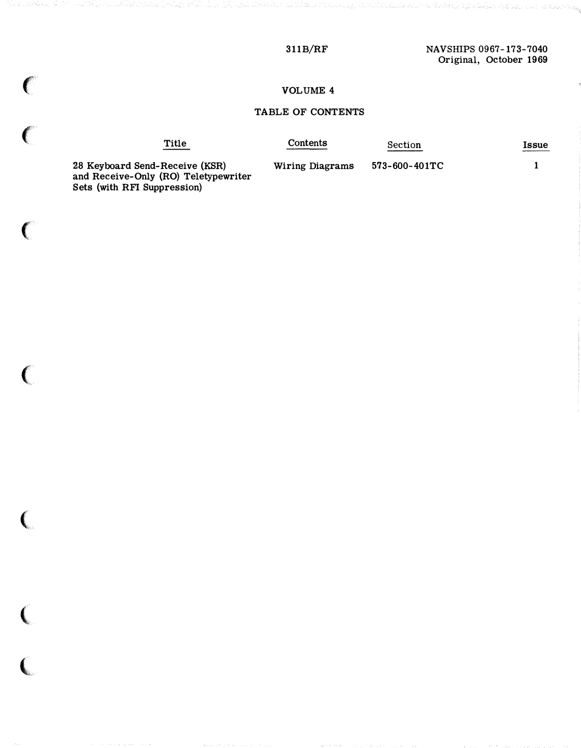# VOLUME 4

## TABLE OF CONTENTS

| Title | Contents | Section | Issue |
|---|---|---|---|
| 28 Keyboard Send-Receive (KSR) and Receive-Only (RO) Teletypewriter Sets (with RFI Suppression) | Wiring Diagrams | 573-600-401TC | 1 |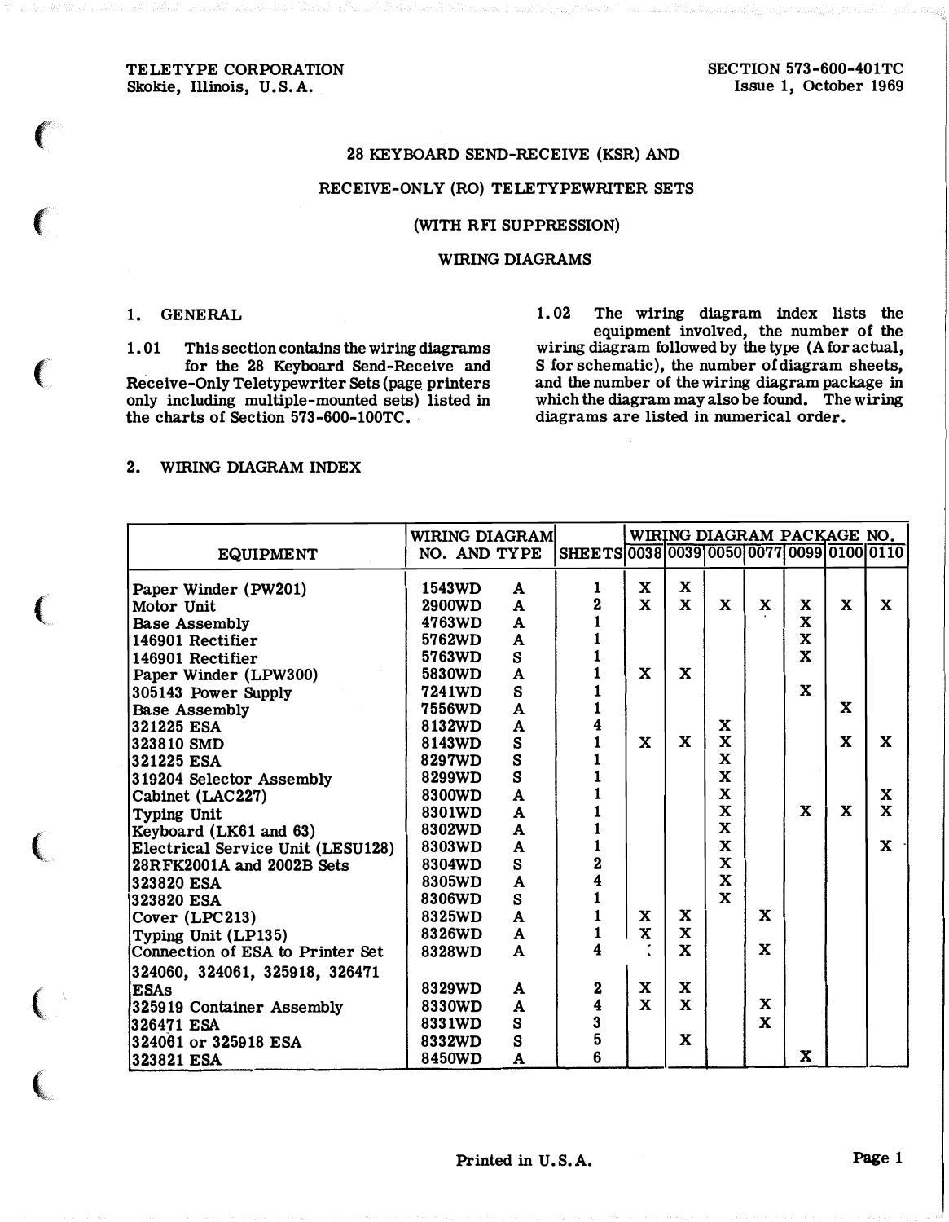# 28 KEYBOARD SEND-RECEIVE (KSR) AND RECEIVE-ONLY (RO) TELETYPEWRITER SETS (WITH RFI SUPPRESSION) WIRING DIAGRAMS

TELETYPE CORPORATION
Skokie, Illinois, U.S.A.

SECTION 573-600-401TC
Issue 1, October 1969

## 1. GENERAL

1.01 This section contains the wiring diagrams for the 28 Keyboard Send-Receive and Receive-Only Teletypewriter Sets (page printers only including multiple-mounted sets) listed in the charts of Section 573-600-100TC.

1.02 The wiring diagram index lists the equipment involved, the number of the wiring diagram followed by the type (A for actual, S for schematic), the number of diagram sheets, and the number of the wiring diagram package in which the diagram may also be found. The wiring diagrams are listed in numerical order.

## 2. WIRING DIAGRAM INDEX

| EQUIPMENT | WIRING DIAGRAM NO. AND TYPE | | SHEETS | WIRING DIAGRAM PACKAGE NO. | | | | | | |
|---|---|---|---|---|---|---|---|---|---|---|
| | | | | 0038 | 0039 | 0050 | 0077 | 0099 | 0100 | 0110 |
| Paper Winder (PW201) | 1543WD | A | 1 | X | X | | | | | |
| Motor Unit | 2900WD | A | 2 | X | X | X | X | X | X | X |
| Base Assembly | 4763WD | A | 1 | | | | | X | | |
| 146901 Rectifier | 5762WD | A | 1 | | | | | X | | |
| 146901 Rectifier | 5763WD | S | 1 | | | | | X | | |
| Paper Winder (LPW300) | 5830WD | A | 1 | X | X | | | | | |
| 305143 Power Supply | 7241WD | S | 1 | | | | | X | | |
| Base Assembly | 7556WD | A | 1 | | | | | | X | |
| 321225 ESA | 8132WD | A | 4 | | | X | | | | |
| 323810 SMD | 8143WD | S | 1 | X | X | X | | | X | X |
| 321225 ESA | 8297WD | S | 1 | | | X | | | | |
| 319204 Selector Assembly | 8299WD | S | 1 | | | X | | | | |
| Cabinet (LAC227) | 8300WD | A | 1 | | | X | | | | X |
| Typing Unit | 8301WD | A | 1 | | | X | | X | X | X |
| Keyboard (LK61 and 63) | 8302WD | A | 1 | | | X | | | | |
| Electrical Service Unit (LESU128) | 8303WD | A | 1 | | | X | | | | X |
| 28RFK2001A and 2002B Sets | 8304WD | S | 2 | | | X | | | | |
| 323820 ESA | 8305WD | A | 4 | | | X | | | | |
| 323820 ESA | 8306WD | S | 1 | | | X | | | | |
| Cover (LPC213) | 8325WD | A | 1 | X | X | | X | | | |
| Typing Unit (LP135) | 8326WD | A | 1 | X | X | | | | | |
| Connection of ESA to Printer Set | 8328WD | A | 4 | X | X | | X | | | |
| 324060, 324061, 325918, 326471 ESAs | 8329WD | A | 2 | X | X | | | | | |
| 325919 Container Assembly | 8330WD | A | 4 | X | X | | X | | | |
| 326471 ESA | 8331WD | S | 3 | | | | X | | | |
| 324061 or 325918 ESA | 8332WD | S | 5 | | X | | | | | |
| 323821 ESA | 8450WD | A | 6 | | | | | X | | |

Printed in U.S.A.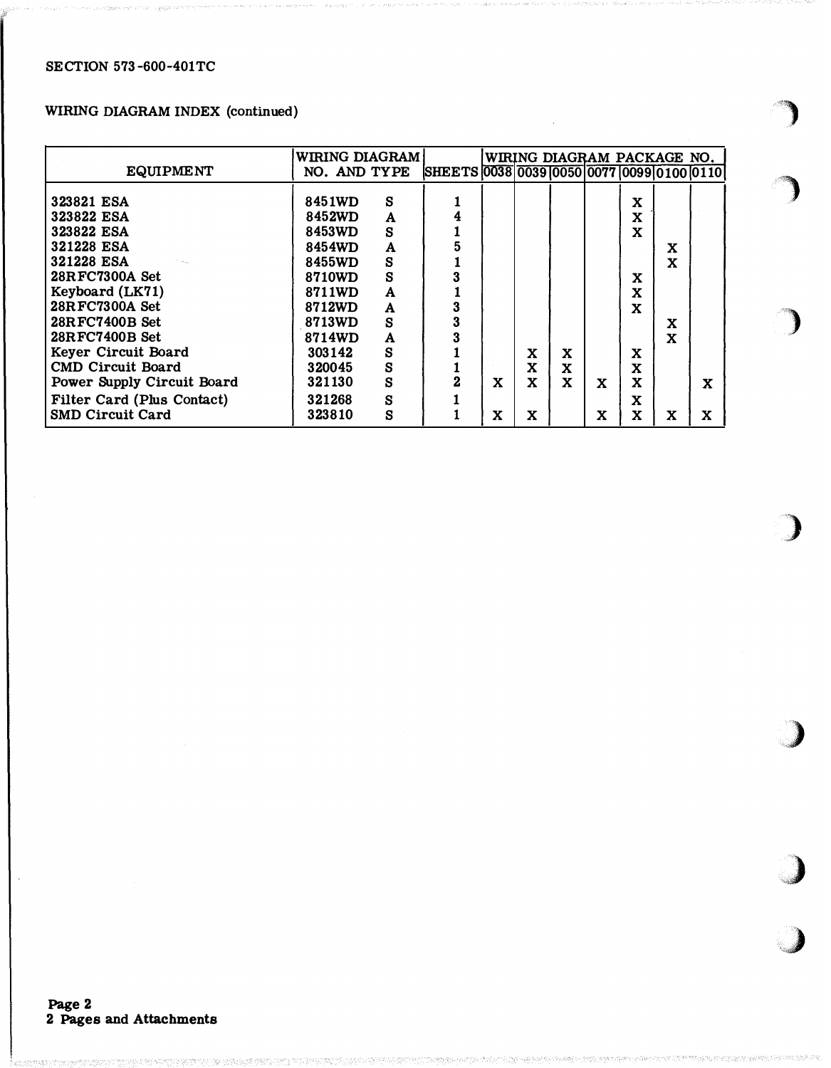WIRING DIAGRAM INDEX (continued)

| EQUIPMENT | WIRING DIAGRAM NO. AND TYPE | | SHEETS | WIRING DIAGRAM PACKAGE NO. | | | | | | |
|---|---|---|---|---|---|---|---|---|---|---|
| | | | | 0038 | 0039 | 0050 | 0077 | 0099 | 0100 | 0110 |
| 323821 ESA | 8451WD | S | 1 | | | | | X | | |
| 323822 ESA | 8452WD | A | 4 | | | | | X | | |
| 323822 ESA | 8453WD | S | 1 | | | | | X | | |
| 321228 ESA | 8454WD | A | 5 | | | | | | X | |
| 321228 ESA | 8455WD | S | 1 | | | | | | X | |
| 28RFC7300A Set | 8710WD | S | 3 | | | | | X | | |
| Keyboard (LK71) | 8711WD | A | 1 | | | | | X | | |
| 28RFC7300A Set | 8712WD | A | 3 | | | | | X | | |
| 28RFC7400B Set | 8713WD | S | 3 | | | | | | X | |
| 28RFC7400B Set | 8714WD | A | 3 | | | | | | X | |
| Keyer Circuit Board | 303142 | S | 1 | | X | X | | X | | |
| CMD Circuit Board | 320045 | S | 1 | | X | X | | X | | |
| Power Supply Circuit Board | 321130 | S | 2 | X | X | X | X | X | | X |
| Filter Card (Plus Contact) | 321268 | S | 1 | | | | | X | | |
| SMD Circuit Card | 323810 | S | 1 | X | X | | X | X | X | X |